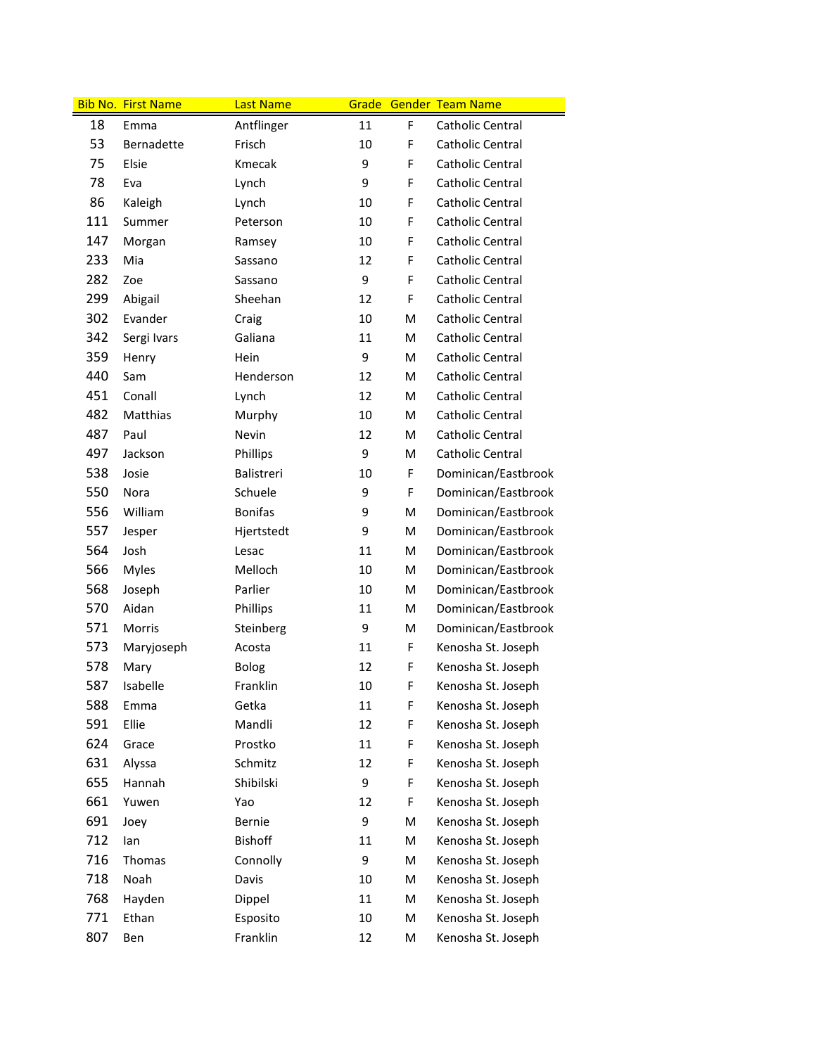| Bib No. | First Name | Last Name | Grade | Gender | Team Name |
|---|---|---|---|---|---|
| 18 | Emma | Antflinger | 11 | F | Catholic Central |
| 53 | Bernadette | Frisch | 10 | F | Catholic Central |
| 75 | Elsie | Kmecak | 9 | F | Catholic Central |
| 78 | Eva | Lynch | 9 | F | Catholic Central |
| 86 | Kaleigh | Lynch | 10 | F | Catholic Central |
| 111 | Summer | Peterson | 10 | F | Catholic Central |
| 147 | Morgan | Ramsey | 10 | F | Catholic Central |
| 233 | Mia | Sassano | 12 | F | Catholic Central |
| 282 | Zoe | Sassano | 9 | F | Catholic Central |
| 299 | Abigail | Sheehan | 12 | F | Catholic Central |
| 302 | Evander | Craig | 10 | M | Catholic Central |
| 342 | Sergi Ivars | Galiana | 11 | M | Catholic Central |
| 359 | Henry | Hein | 9 | M | Catholic Central |
| 440 | Sam | Henderson | 12 | M | Catholic Central |
| 451 | Conall | Lynch | 12 | M | Catholic Central |
| 482 | Matthias | Murphy | 10 | M | Catholic Central |
| 487 | Paul | Nevin | 12 | M | Catholic Central |
| 497 | Jackson | Phillips | 9 | M | Catholic Central |
| 538 | Josie | Balistreri | 10 | F | Dominican/Eastbrook |
| 550 | Nora | Schuele | 9 | F | Dominican/Eastbrook |
| 556 | William | Bonifas | 9 | M | Dominican/Eastbrook |
| 557 | Jesper | Hjertstedt | 9 | M | Dominican/Eastbrook |
| 564 | Josh | Lesac | 11 | M | Dominican/Eastbrook |
| 566 | Myles | Melloch | 10 | M | Dominican/Eastbrook |
| 568 | Joseph | Parlier | 10 | M | Dominican/Eastbrook |
| 570 | Aidan | Phillips | 11 | M | Dominican/Eastbrook |
| 571 | Morris | Steinberg | 9 | M | Dominican/Eastbrook |
| 573 | Maryjoseph | Acosta | 11 | F | Kenosha St. Joseph |
| 578 | Mary | Bolog | 12 | F | Kenosha St. Joseph |
| 587 | Isabelle | Franklin | 10 | F | Kenosha St. Joseph |
| 588 | Emma | Getka | 11 | F | Kenosha St. Joseph |
| 591 | Ellie | Mandli | 12 | F | Kenosha St. Joseph |
| 624 | Grace | Prostko | 11 | F | Kenosha St. Joseph |
| 631 | Alyssa | Schmitz | 12 | F | Kenosha St. Joseph |
| 655 | Hannah | Shibilski | 9 | F | Kenosha St. Joseph |
| 661 | Yuwen | Yao | 12 | F | Kenosha St. Joseph |
| 691 | Joey | Bernie | 9 | M | Kenosha St. Joseph |
| 712 | Ian | Bishoff | 11 | M | Kenosha St. Joseph |
| 716 | Thomas | Connolly | 9 | M | Kenosha St. Joseph |
| 718 | Noah | Davis | 10 | M | Kenosha St. Joseph |
| 768 | Hayden | Dippel | 11 | M | Kenosha St. Joseph |
| 771 | Ethan | Esposito | 10 | M | Kenosha St. Joseph |
| 807 | Ben | Franklin | 12 | M | Kenosha St. Joseph |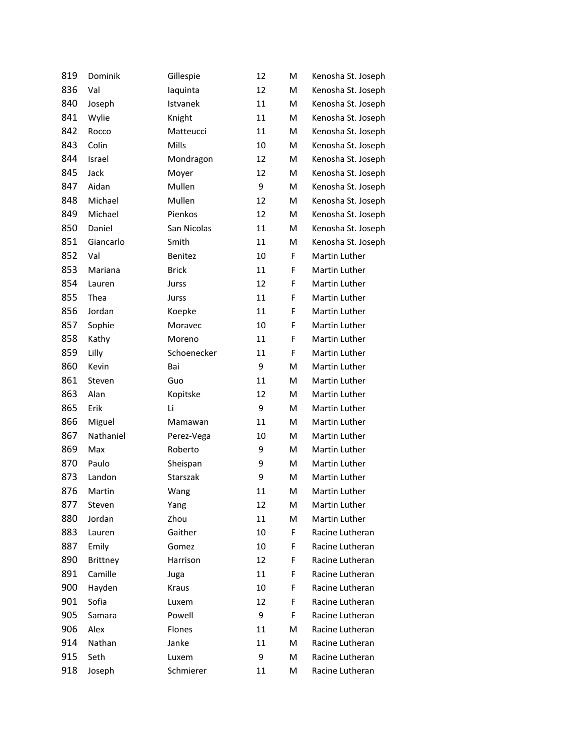| | | | | | |
|---|---|---|---|---|---|
| 819 | Dominik | Gillespie | 12 | M | Kenosha St. Joseph |
| 836 | Val | Iaquinta | 12 | M | Kenosha St. Joseph |
| 840 | Joseph | Istvanek | 11 | M | Kenosha St. Joseph |
| 841 | Wylie | Knight | 11 | M | Kenosha St. Joseph |
| 842 | Rocco | Matteucci | 11 | M | Kenosha St. Joseph |
| 843 | Colin | Mills | 10 | M | Kenosha St. Joseph |
| 844 | Israel | Mondragon | 12 | M | Kenosha St. Joseph |
| 845 | Jack | Moyer | 12 | M | Kenosha St. Joseph |
| 847 | Aidan | Mullen | 9 | M | Kenosha St. Joseph |
| 848 | Michael | Mullen | 12 | M | Kenosha St. Joseph |
| 849 | Michael | Pienkos | 12 | M | Kenosha St. Joseph |
| 850 | Daniel | San Nicolas | 11 | M | Kenosha St. Joseph |
| 851 | Giancarlo | Smith | 11 | M | Kenosha St. Joseph |
| 852 | Val | Benitez | 10 | F | Martin Luther |
| 853 | Mariana | Brick | 11 | F | Martin Luther |
| 854 | Lauren | Jurss | 12 | F | Martin Luther |
| 855 | Thea | Jurss | 11 | F | Martin Luther |
| 856 | Jordan | Koepke | 11 | F | Martin Luther |
| 857 | Sophie | Moravec | 10 | F | Martin Luther |
| 858 | Kathy | Moreno | 11 | F | Martin Luther |
| 859 | Lilly | Schoenecker | 11 | F | Martin Luther |
| 860 | Kevin | Bai | 9 | M | Martin Luther |
| 861 | Steven | Guo | 11 | M | Martin Luther |
| 863 | Alan | Kopitske | 12 | M | Martin Luther |
| 865 | Erik | Li | 9 | M | Martin Luther |
| 866 | Miguel | Mamawan | 11 | M | Martin Luther |
| 867 | Nathaniel | Perez-Vega | 10 | M | Martin Luther |
| 869 | Max | Roberto | 9 | M | Martin Luther |
| 870 | Paulo | Sheispan | 9 | M | Martin Luther |
| 873 | Landon | Starszak | 9 | M | Martin Luther |
| 876 | Martin | Wang | 11 | M | Martin Luther |
| 877 | Steven | Yang | 12 | M | Martin Luther |
| 880 | Jordan | Zhou | 11 | M | Martin Luther |
| 883 | Lauren | Gaither | 10 | F | Racine Lutheran |
| 887 | Emily | Gomez | 10 | F | Racine Lutheran |
| 890 | Brittney | Harrison | 12 | F | Racine Lutheran |
| 891 | Camille | Juga | 11 | F | Racine Lutheran |
| 900 | Hayden | Kraus | 10 | F | Racine Lutheran |
| 901 | Sofia | Luxem | 12 | F | Racine Lutheran |
| 905 | Samara | Powell | 9 | F | Racine Lutheran |
| 906 | Alex | Flones | 11 | M | Racine Lutheran |
| 914 | Nathan | Janke | 11 | M | Racine Lutheran |
| 915 | Seth | Luxem | 9 | M | Racine Lutheran |
| 918 | Joseph | Schmierer | 11 | M | Racine Lutheran |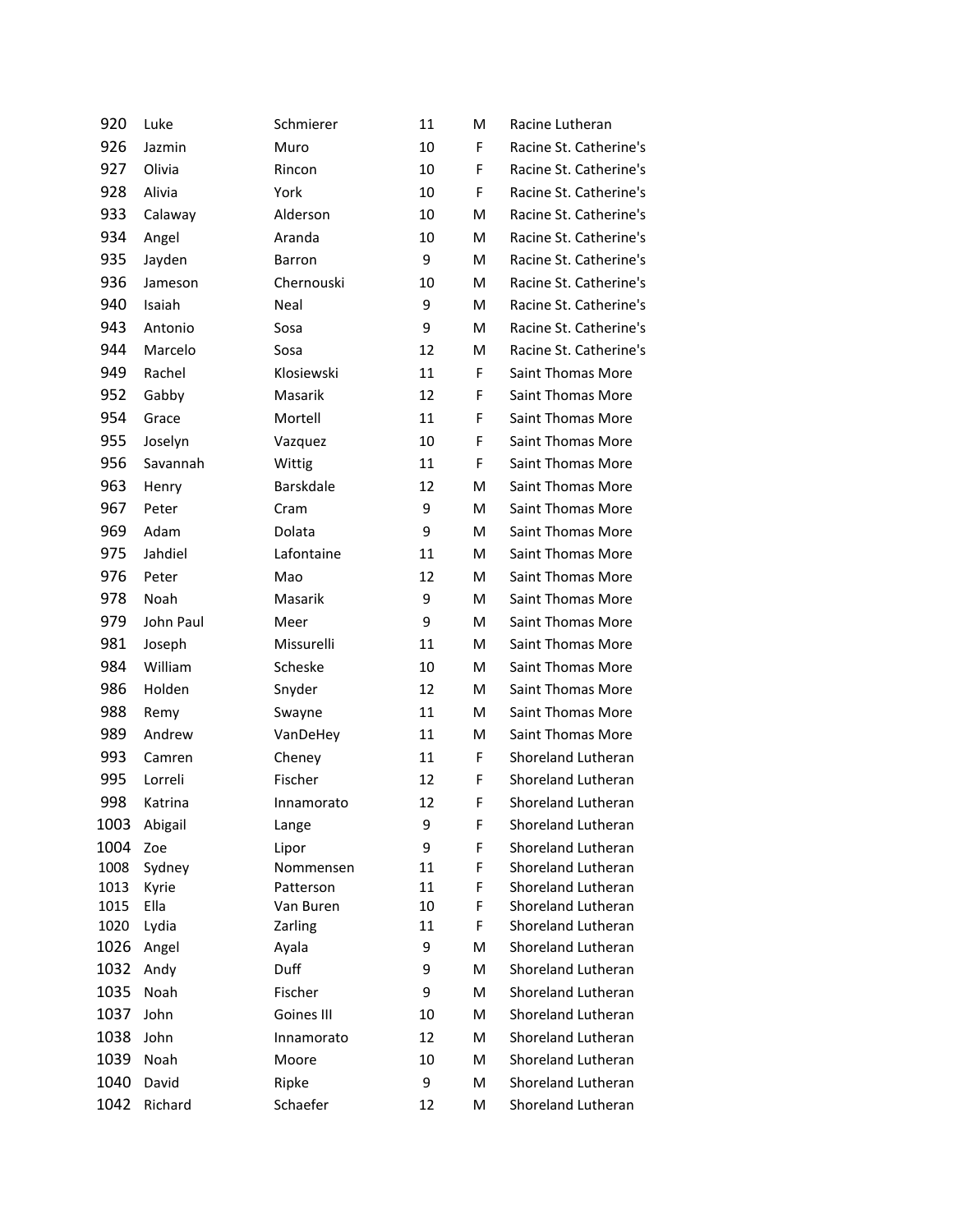| | | | | | |
|---|---|---|---|---|---|
| 920 | Luke | Schmierer | 11 | M | Racine Lutheran |
| 926 | Jazmin | Muro | 10 | F | Racine St. Catherine's |
| 927 | Olivia | Rincon | 10 | F | Racine St. Catherine's |
| 928 | Alivia | York | 10 | F | Racine St. Catherine's |
| 933 | Calaway | Alderson | 10 | M | Racine St. Catherine's |
| 934 | Angel | Aranda | 10 | M | Racine St. Catherine's |
| 935 | Jayden | Barron | 9 | M | Racine St. Catherine's |
| 936 | Jameson | Chernouski | 10 | M | Racine St. Catherine's |
| 940 | Isaiah | Neal | 9 | M | Racine St. Catherine's |
| 943 | Antonio | Sosa | 9 | M | Racine St. Catherine's |
| 944 | Marcelo | Sosa | 12 | M | Racine St. Catherine's |
| 949 | Rachel | Klosiewski | 11 | F | Saint Thomas More |
| 952 | Gabby | Masarik | 12 | F | Saint Thomas More |
| 954 | Grace | Mortell | 11 | F | Saint Thomas More |
| 955 | Joselyn | Vazquez | 10 | F | Saint Thomas More |
| 956 | Savannah | Wittig | 11 | F | Saint Thomas More |
| 963 | Henry | Barskdale | 12 | M | Saint Thomas More |
| 967 | Peter | Cram | 9 | M | Saint Thomas More |
| 969 | Adam | Dolata | 9 | M | Saint Thomas More |
| 975 | Jahdiel | Lafontaine | 11 | M | Saint Thomas More |
| 976 | Peter | Mao | 12 | M | Saint Thomas More |
| 978 | Noah | Masarik | 9 | M | Saint Thomas More |
| 979 | John Paul | Meer | 9 | M | Saint Thomas More |
| 981 | Joseph | Missurelli | 11 | M | Saint Thomas More |
| 984 | William | Scheske | 10 | M | Saint Thomas More |
| 986 | Holden | Snyder | 12 | M | Saint Thomas More |
| 988 | Remy | Swayne | 11 | M | Saint Thomas More |
| 989 | Andrew | VanDeHey | 11 | M | Saint Thomas More |
| 993 | Camren | Cheney | 11 | F | Shoreland Lutheran |
| 995 | Lorreli | Fischer | 12 | F | Shoreland Lutheran |
| 998 | Katrina | Innamorato | 12 | F | Shoreland Lutheran |
| 1003 | Abigail | Lange | 9 | F | Shoreland Lutheran |
| 1004 | Zoe | Lipor | 9 | F | Shoreland Lutheran |
| 1008 | Sydney | Nommensen | 11 | F | Shoreland Lutheran |
| 1013 | Kyrie | Patterson | 11 | F | Shoreland Lutheran |
| 1015 | Ella | Van Buren | 10 | F | Shoreland Lutheran |
| 1020 | Lydia | Zarling | 11 | F | Shoreland Lutheran |
| 1026 | Angel | Ayala | 9 | M | Shoreland Lutheran |
| 1032 | Andy | Duff | 9 | M | Shoreland Lutheran |
| 1035 | Noah | Fischer | 9 | M | Shoreland Lutheran |
| 1037 | John | Goines III | 10 | M | Shoreland Lutheran |
| 1038 | John | Innamorato | 12 | M | Shoreland Lutheran |
| 1039 | Noah | Moore | 10 | M | Shoreland Lutheran |
| 1040 | David | Ripke | 9 | M | Shoreland Lutheran |
| 1042 | Richard | Schaefer | 12 | M | Shoreland Lutheran |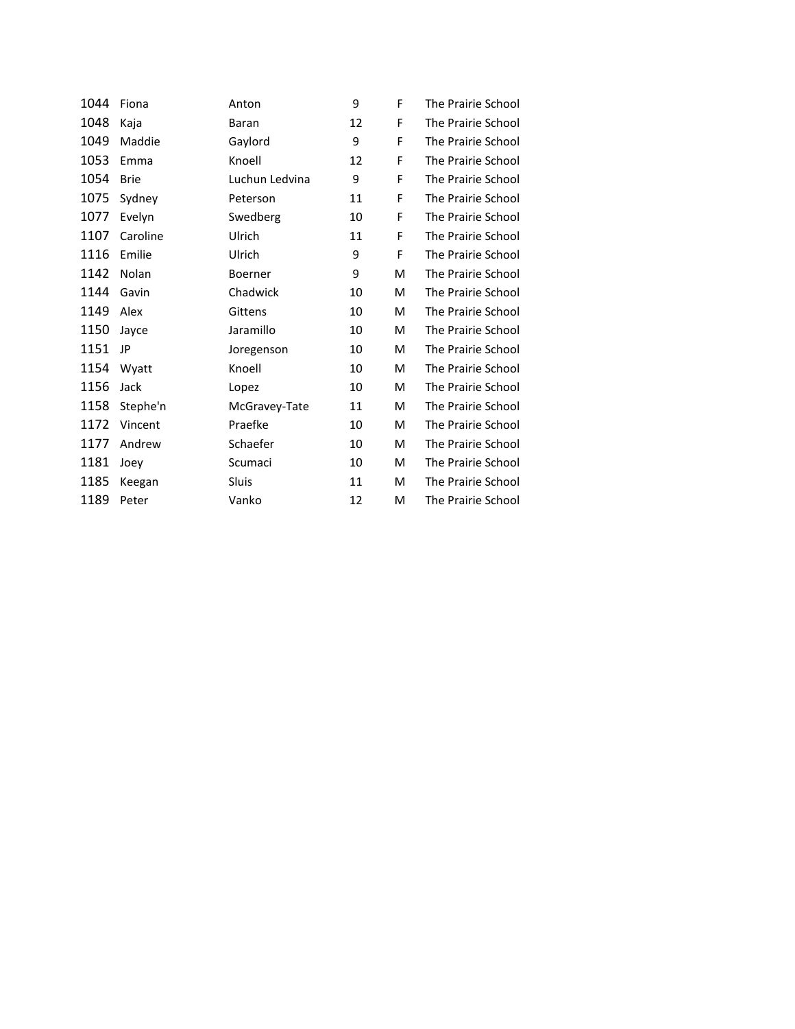| | | | | | |
|---|---|---|---|---|---|
| 1044 | Fiona | Anton | 9 | F | The Prairie School |
| 1048 | Kaja | Baran | 12 | F | The Prairie School |
| 1049 | Maddie | Gaylord | 9 | F | The Prairie School |
| 1053 | Emma | Knoell | 12 | F | The Prairie School |
| 1054 | Brie | Luchun Ledvina | 9 | F | The Prairie School |
| 1075 | Sydney | Peterson | 11 | F | The Prairie School |
| 1077 | Evelyn | Swedberg | 10 | F | The Prairie School |
| 1107 | Caroline | Ulrich | 11 | F | The Prairie School |
| 1116 | Emilie | Ulrich | 9 | F | The Prairie School |
| 1142 | Nolan | Boerner | 9 | M | The Prairie School |
| 1144 | Gavin | Chadwick | 10 | M | The Prairie School |
| 1149 | Alex | Gittens | 10 | M | The Prairie School |
| 1150 | Jayce | Jaramillo | 10 | M | The Prairie School |
| 1151 | JP | Joregenson | 10 | M | The Prairie School |
| 1154 | Wyatt | Knoell | 10 | M | The Prairie School |
| 1156 | Jack | Lopez | 10 | M | The Prairie School |
| 1158 | Stephe'n | McGravey-Tate | 11 | M | The Prairie School |
| 1172 | Vincent | Praefke | 10 | M | The Prairie School |
| 1177 | Andrew | Schaefer | 10 | M | The Prairie School |
| 1181 | Joey | Scumaci | 10 | M | The Prairie School |
| 1185 | Keegan | Sluis | 11 | M | The Prairie School |
| 1189 | Peter | Vanko | 12 | M | The Prairie School |